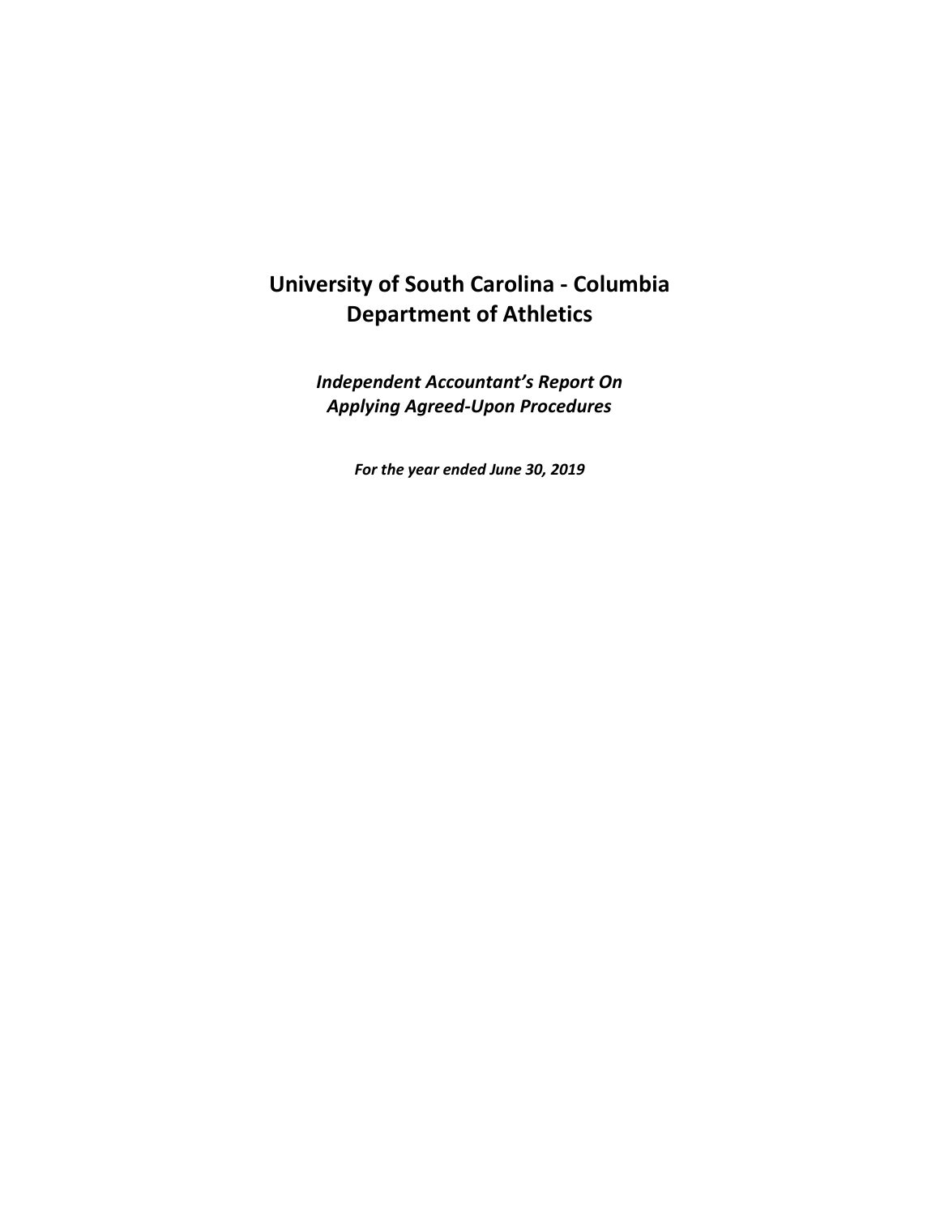# University of South Carolina - Columbia
# Department of Athletics

***Independent Accountant's Report On Applying Agreed-Upon Procedures***

***For the year ended June 30, 2019***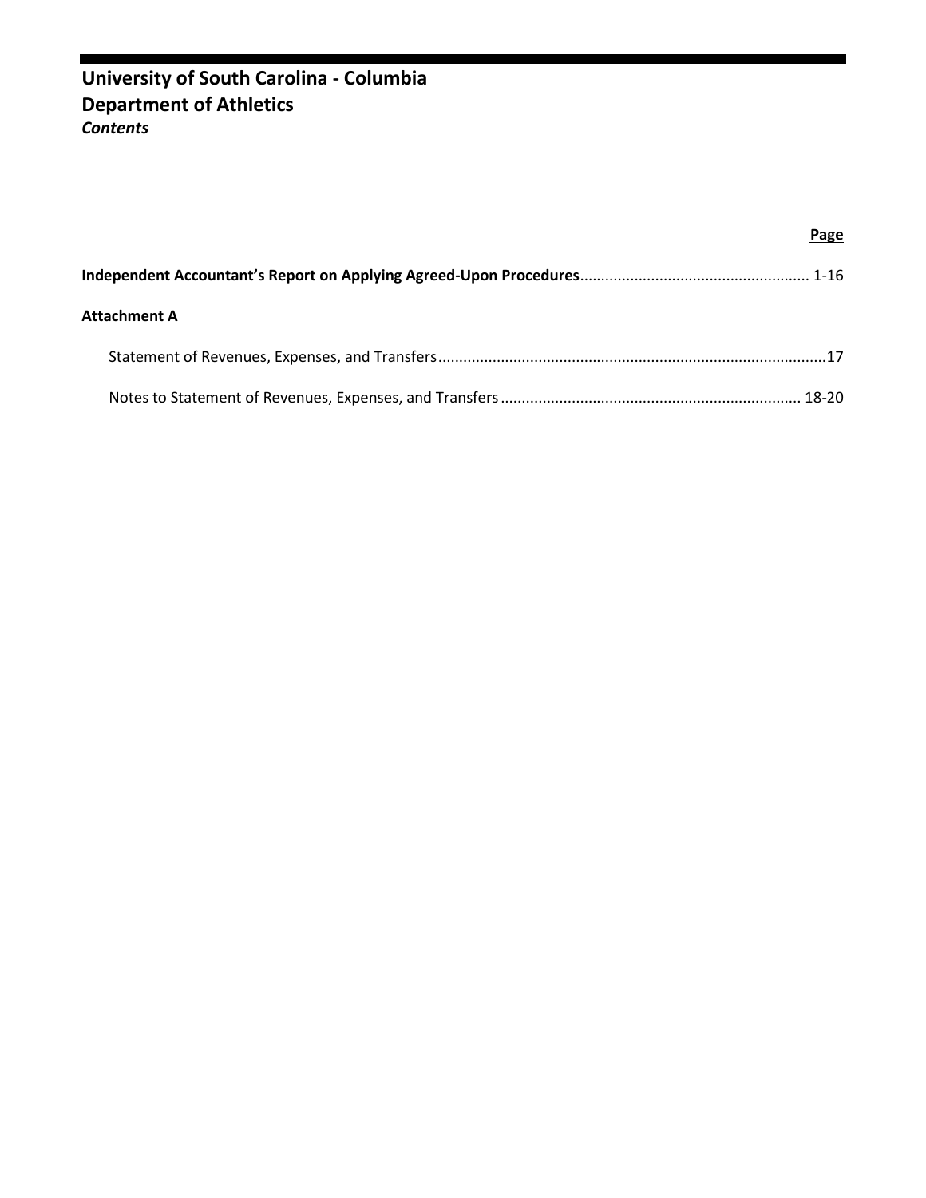# University of South Carolina - Columbia
## Department of Athletics
### *Contents*

| | Page |
|---|---|
| **Independent Accountant's Report on Applying Agreed-Upon Procedures** | 1-16 |
| **Attachment A** | |
| Statement of Revenues, Expenses, and Transfers | 17 |
| Notes to Statement of Revenues, Expenses, and Transfers | 18-20 |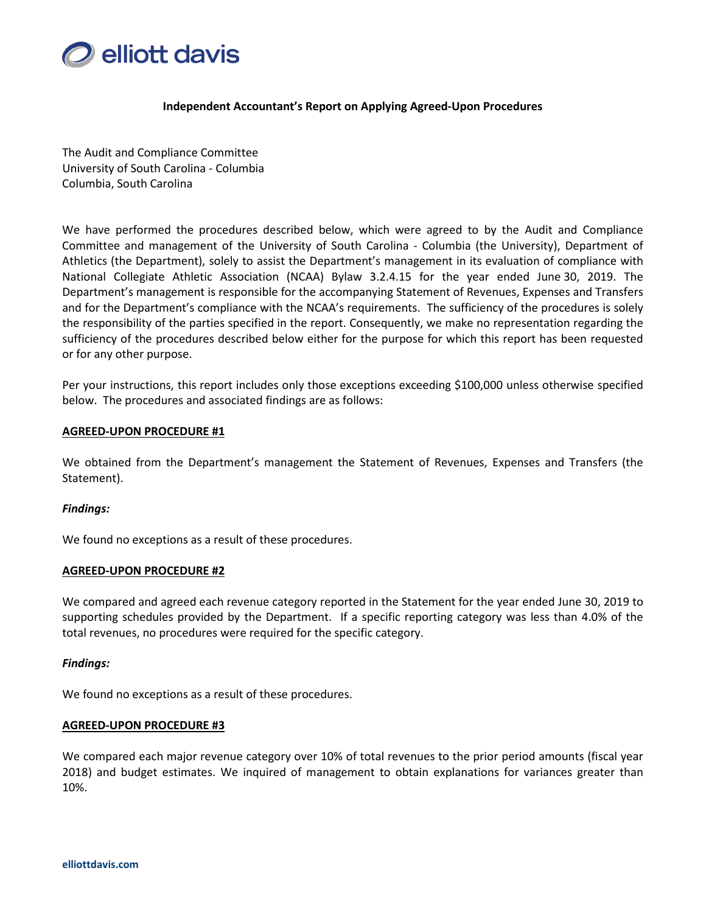### Independent Accountant's Report on Applying Agreed-Upon Procedures

The Audit and Compliance Committee
University of South Carolina - Columbia
Columbia, South Carolina

We have performed the procedures described below, which were agreed to by the Audit and Compliance Committee and management of the University of South Carolina - Columbia (the University), Department of Athletics (the Department), solely to assist the Department's management in its evaluation of compliance with National Collegiate Athletic Association (NCAA) Bylaw 3.2.4.15 for the year ended June 30, 2019. The Department's management is responsible for the accompanying Statement of Revenues, Expenses and Transfers and for the Department's compliance with the NCAA's requirements. The sufficiency of the procedures is solely the responsibility of the parties specified in the report. Consequently, we make no representation regarding the sufficiency of the procedures described below either for the purpose for which this report has been requested or for any other purpose.

Per your instructions, this report includes only those exceptions exceeding $100,000 unless otherwise specified below. The procedures and associated findings are as follows:

**AGREED-UPON PROCEDURE #1**

We obtained from the Department's management the Statement of Revenues, Expenses and Transfers (the Statement).

***Findings:***

We found no exceptions as a result of these procedures.

**AGREED-UPON PROCEDURE #2**

We compared and agreed each revenue category reported in the Statement for the year ended June 30, 2019 to supporting schedules provided by the Department. If a specific reporting category was less than 4.0% of the total revenues, no procedures were required for the specific category.

***Findings:***

We found no exceptions as a result of these procedures.

**AGREED-UPON PROCEDURE #3**

We compared each major revenue category over 10% of total revenues to the prior period amounts (fiscal year 2018) and budget estimates. We inquired of management to obtain explanations for variances greater than 10%.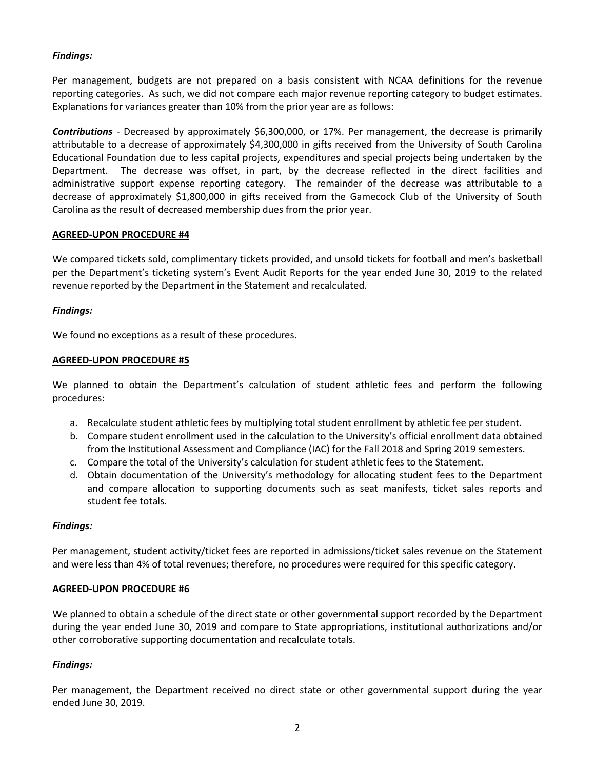***Findings:***

Per management, budgets are not prepared on a basis consistent with NCAA definitions for the revenue reporting categories. As such, we did not compare each major revenue reporting category to budget estimates. Explanations for variances greater than 10% from the prior year are as follows:

***Contributions*** - Decreased by approximately $6,300,000, or 17%. Per management, the decrease is primarily attributable to a decrease of approximately $4,300,000 in gifts received from the University of South Carolina Educational Foundation due to less capital projects, expenditures and special projects being undertaken by the Department. The decrease was offset, in part, by the decrease reflected in the direct facilities and administrative support expense reporting category. The remainder of the decrease was attributable to a decrease of approximately $1,800,000 in gifts received from the Gamecock Club of the University of South Carolina as the result of decreased membership dues from the prior year.

**AGREED-UPON PROCEDURE #4**

We compared tickets sold, complimentary tickets provided, and unsold tickets for football and men's basketball per the Department's ticketing system's Event Audit Reports for the year ended June 30, 2019 to the related revenue reported by the Department in the Statement and recalculated.

***Findings:***

We found no exceptions as a result of these procedures.

**AGREED-UPON PROCEDURE #5**

We planned to obtain the Department's calculation of student athletic fees and perform the following procedures:

a. Recalculate student athletic fees by multiplying total student enrollment by athletic fee per student.
b. Compare student enrollment used in the calculation to the University's official enrollment data obtained from the Institutional Assessment and Compliance (IAC) for the Fall 2018 and Spring 2019 semesters.
c. Compare the total of the University's calculation for student athletic fees to the Statement.
d. Obtain documentation of the University's methodology for allocating student fees to the Department and compare allocation to supporting documents such as seat manifests, ticket sales reports and student fee totals.

***Findings:***

Per management, student activity/ticket fees are reported in admissions/ticket sales revenue on the Statement and were less than 4% of total revenues; therefore, no procedures were required for this specific category.

**AGREED-UPON PROCEDURE #6**

We planned to obtain a schedule of the direct state or other governmental support recorded by the Department during the year ended June 30, 2019 and compare to State appropriations, institutional authorizations and/or other corroborative supporting documentation and recalculate totals.

***Findings:***

Per management, the Department received no direct state or other governmental support during the year ended June 30, 2019.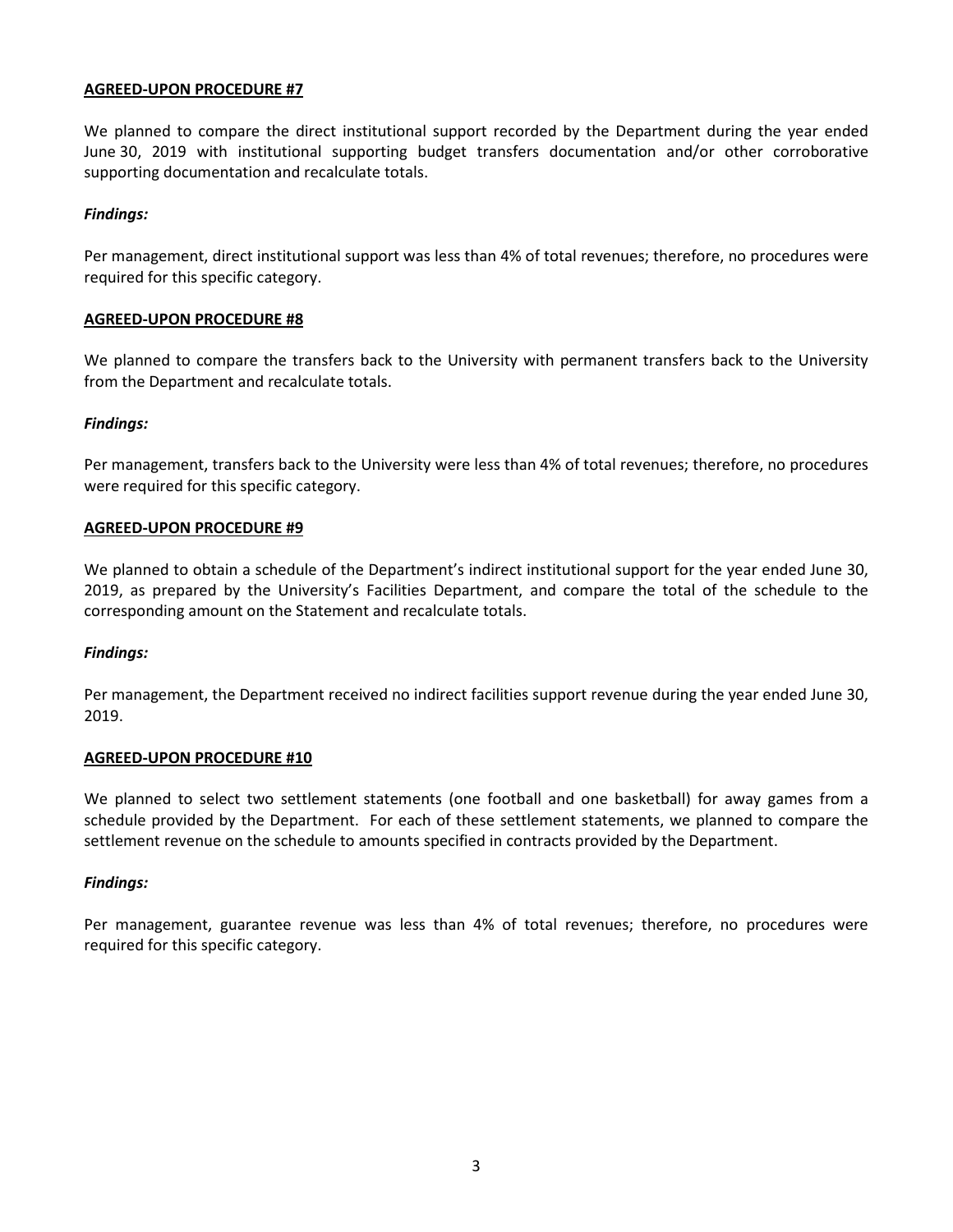**AGREED-UPON PROCEDURE #7**

We planned to compare the direct institutional support recorded by the Department during the year ended June 30, 2019 with institutional supporting budget transfers documentation and/or other corroborative supporting documentation and recalculate totals.

***Findings:***

Per management, direct institutional support was less than 4% of total revenues; therefore, no procedures were required for this specific category.

**AGREED-UPON PROCEDURE #8**

We planned to compare the transfers back to the University with permanent transfers back to the University from the Department and recalculate totals.

***Findings:***

Per management, transfers back to the University were less than 4% of total revenues; therefore, no procedures were required for this specific category.

**AGREED-UPON PROCEDURE #9**

We planned to obtain a schedule of the Department's indirect institutional support for the year ended June 30, 2019, as prepared by the University's Facilities Department, and compare the total of the schedule to the corresponding amount on the Statement and recalculate totals.

***Findings:***

Per management, the Department received no indirect facilities support revenue during the year ended June 30, 2019.

**AGREED-UPON PROCEDURE #10**

We planned to select two settlement statements (one football and one basketball) for away games from a schedule provided by the Department. For each of these settlement statements, we planned to compare the settlement revenue on the schedule to amounts specified in contracts provided by the Department.

***Findings:***

Per management, guarantee revenue was less than 4% of total revenues; therefore, no procedures were required for this specific category.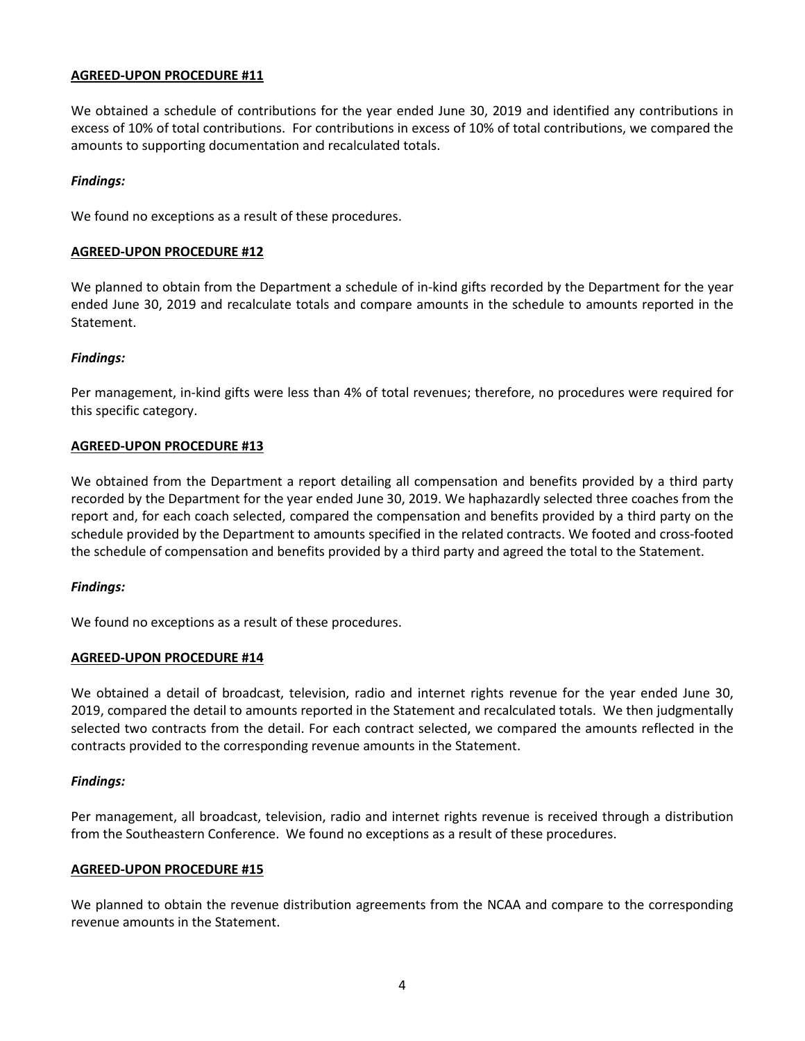**AGREED-UPON PROCEDURE #11**

We obtained a schedule of contributions for the year ended June 30, 2019 and identified any contributions in excess of 10% of total contributions. For contributions in excess of 10% of total contributions, we compared the amounts to supporting documentation and recalculated totals.

***Findings:***

We found no exceptions as a result of these procedures.

**AGREED-UPON PROCEDURE #12**

We planned to obtain from the Department a schedule of in-kind gifts recorded by the Department for the year ended June 30, 2019 and recalculate totals and compare amounts in the schedule to amounts reported in the Statement.

***Findings:***

Per management, in-kind gifts were less than 4% of total revenues; therefore, no procedures were required for this specific category.

**AGREED-UPON PROCEDURE #13**

We obtained from the Department a report detailing all compensation and benefits provided by a third party recorded by the Department for the year ended June 30, 2019. We haphazardly selected three coaches from the report and, for each coach selected, compared the compensation and benefits provided by a third party on the schedule provided by the Department to amounts specified in the related contracts. We footed and cross-footed the schedule of compensation and benefits provided by a third party and agreed the total to the Statement.

***Findings:***

We found no exceptions as a result of these procedures.

**AGREED-UPON PROCEDURE #14**

We obtained a detail of broadcast, television, radio and internet rights revenue for the year ended June 30, 2019, compared the detail to amounts reported in the Statement and recalculated totals. We then judgmentally selected two contracts from the detail. For each contract selected, we compared the amounts reflected in the contracts provided to the corresponding revenue amounts in the Statement.

***Findings:***

Per management, all broadcast, television, radio and internet rights revenue is received through a distribution from the Southeastern Conference. We found no exceptions as a result of these procedures.

**AGREED-UPON PROCEDURE #15**

We planned to obtain the revenue distribution agreements from the NCAA and compare to the corresponding revenue amounts in the Statement.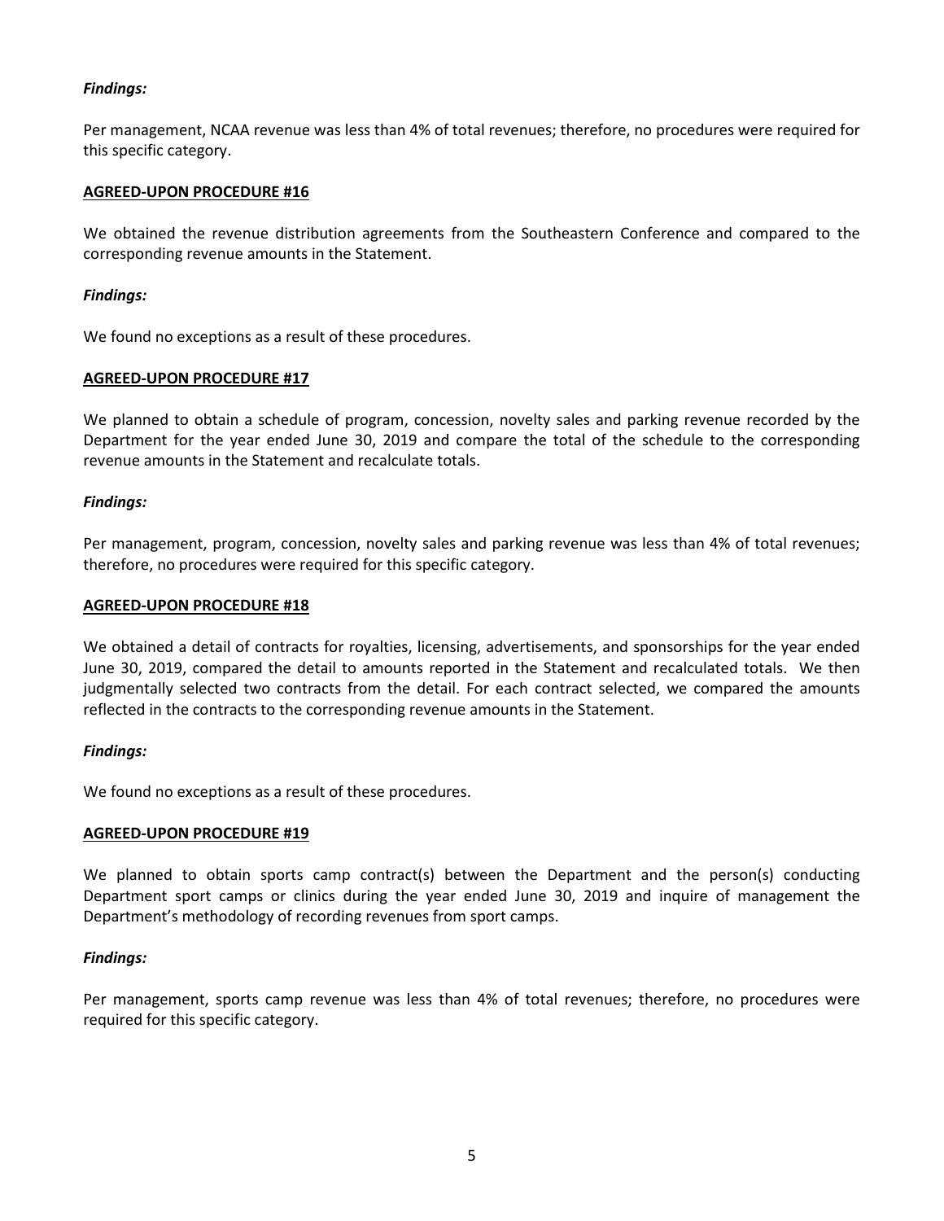***Findings:***

Per management, NCAA revenue was less than 4% of total revenues; therefore, no procedures were required for this specific category.

**AGREED-UPON PROCEDURE #16**

We obtained the revenue distribution agreements from the Southeastern Conference and compared to the corresponding revenue amounts in the Statement.

***Findings:***

We found no exceptions as a result of these procedures.

**AGREED-UPON PROCEDURE #17**

We planned to obtain a schedule of program, concession, novelty sales and parking revenue recorded by the Department for the year ended June 30, 2019 and compare the total of the schedule to the corresponding revenue amounts in the Statement and recalculate totals.

***Findings:***

Per management, program, concession, novelty sales and parking revenue was less than 4% of total revenues; therefore, no procedures were required for this specific category.

**AGREED-UPON PROCEDURE #18**

We obtained a detail of contracts for royalties, licensing, advertisements, and sponsorships for the year ended June 30, 2019, compared the detail to amounts reported in the Statement and recalculated totals. We then judgmentally selected two contracts from the detail. For each contract selected, we compared the amounts reflected in the contracts to the corresponding revenue amounts in the Statement.

***Findings:***

We found no exceptions as a result of these procedures.

**AGREED-UPON PROCEDURE #19**

We planned to obtain sports camp contract(s) between the Department and the person(s) conducting Department sport camps or clinics during the year ended June 30, 2019 and inquire of management the Department's methodology of recording revenues from sport camps.

***Findings:***

Per management, sports camp revenue was less than 4% of total revenues; therefore, no procedures were required for this specific category.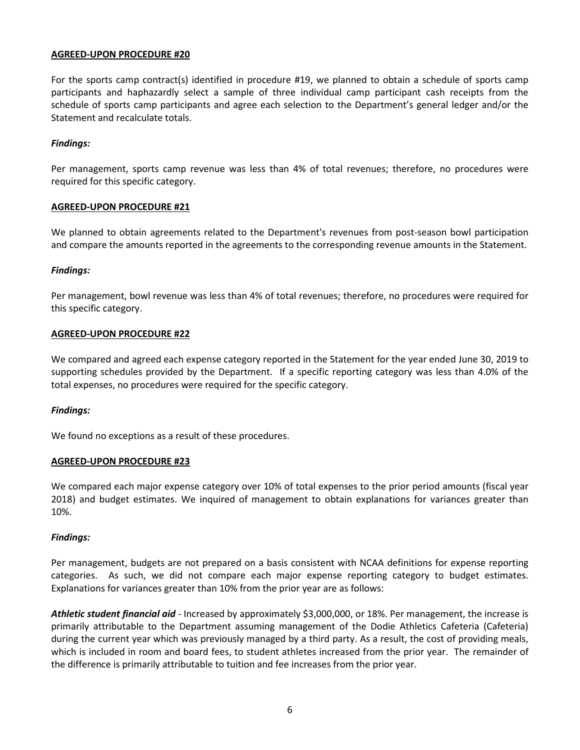**AGREED-UPON PROCEDURE #20**

For the sports camp contract(s) identified in procedure #19, we planned to obtain a schedule of sports camp participants and haphazardly select a sample of three individual camp participant cash receipts from the schedule of sports camp participants and agree each selection to the Department's general ledger and/or the Statement and recalculate totals.

***Findings:***

Per management, sports camp revenue was less than 4% of total revenues; therefore, no procedures were required for this specific category.

**AGREED-UPON PROCEDURE #21**

We planned to obtain agreements related to the Department's revenues from post-season bowl participation and compare the amounts reported in the agreements to the corresponding revenue amounts in the Statement.

***Findings:***

Per management, bowl revenue was less than 4% of total revenues; therefore, no procedures were required for this specific category.

**AGREED-UPON PROCEDURE #22**

We compared and agreed each expense category reported in the Statement for the year ended June 30, 2019 to supporting schedules provided by the Department. If a specific reporting category was less than 4.0% of the total expenses, no procedures were required for the specific category.

***Findings:***

We found no exceptions as a result of these procedures.

**AGREED-UPON PROCEDURE #23**

We compared each major expense category over 10% of total expenses to the prior period amounts (fiscal year 2018) and budget estimates. We inquired of management to obtain explanations for variances greater than 10%.

***Findings:***

Per management, budgets are not prepared on a basis consistent with NCAA definitions for expense reporting categories. As such, we did not compare each major expense reporting category to budget estimates. Explanations for variances greater than 10% from the prior year are as follows:

***Athletic student financial aid*** - Increased by approximately $3,000,000, or 18%. Per management, the increase is primarily attributable to the Department assuming management of the Dodie Athletics Cafeteria (Cafeteria) during the current year which was previously managed by a third party. As a result, the cost of providing meals, which is included in room and board fees, to student athletes increased from the prior year. The remainder of the difference is primarily attributable to tuition and fee increases from the prior year.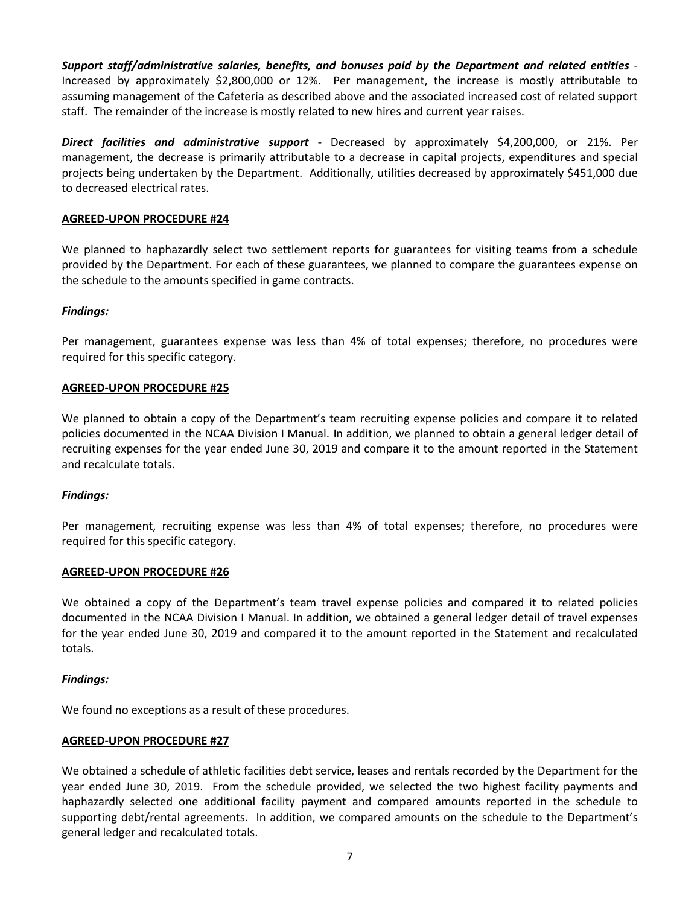***Support staff/administrative salaries, benefits, and bonuses paid by the Department and related entities*** - Increased by approximately $2,800,000 or 12%. Per management, the increase is mostly attributable to assuming management of the Cafeteria as described above and the associated increased cost of related support staff. The remainder of the increase is mostly related to new hires and current year raises.

***Direct facilities and administrative support*** - Decreased by approximately $4,200,000, or 21%. Per management, the decrease is primarily attributable to a decrease in capital projects, expenditures and special projects being undertaken by the Department. Additionally, utilities decreased by approximately $451,000 due to decreased electrical rates.

**AGREED-UPON PROCEDURE #24**

We planned to haphazardly select two settlement reports for guarantees for visiting teams from a schedule provided by the Department. For each of these guarantees, we planned to compare the guarantees expense on the schedule to the amounts specified in game contracts.

***Findings:***

Per management, guarantees expense was less than 4% of total expenses; therefore, no procedures were required for this specific category.

**AGREED-UPON PROCEDURE #25**

We planned to obtain a copy of the Department's team recruiting expense policies and compare it to related policies documented in the NCAA Division I Manual. In addition, we planned to obtain a general ledger detail of recruiting expenses for the year ended June 30, 2019 and compare it to the amount reported in the Statement and recalculate totals.

***Findings:***

Per management, recruiting expense was less than 4% of total expenses; therefore, no procedures were required for this specific category.

**AGREED-UPON PROCEDURE #26**

We obtained a copy of the Department's team travel expense policies and compared it to related policies documented in the NCAA Division I Manual. In addition, we obtained a general ledger detail of travel expenses for the year ended June 30, 2019 and compared it to the amount reported in the Statement and recalculated totals.

***Findings:***

We found no exceptions as a result of these procedures.

**AGREED-UPON PROCEDURE #27**

We obtained a schedule of athletic facilities debt service, leases and rentals recorded by the Department for the year ended June 30, 2019. From the schedule provided, we selected the two highest facility payments and haphazardly selected one additional facility payment and compared amounts reported in the schedule to supporting debt/rental agreements. In addition, we compared amounts on the schedule to the Department's general ledger and recalculated totals.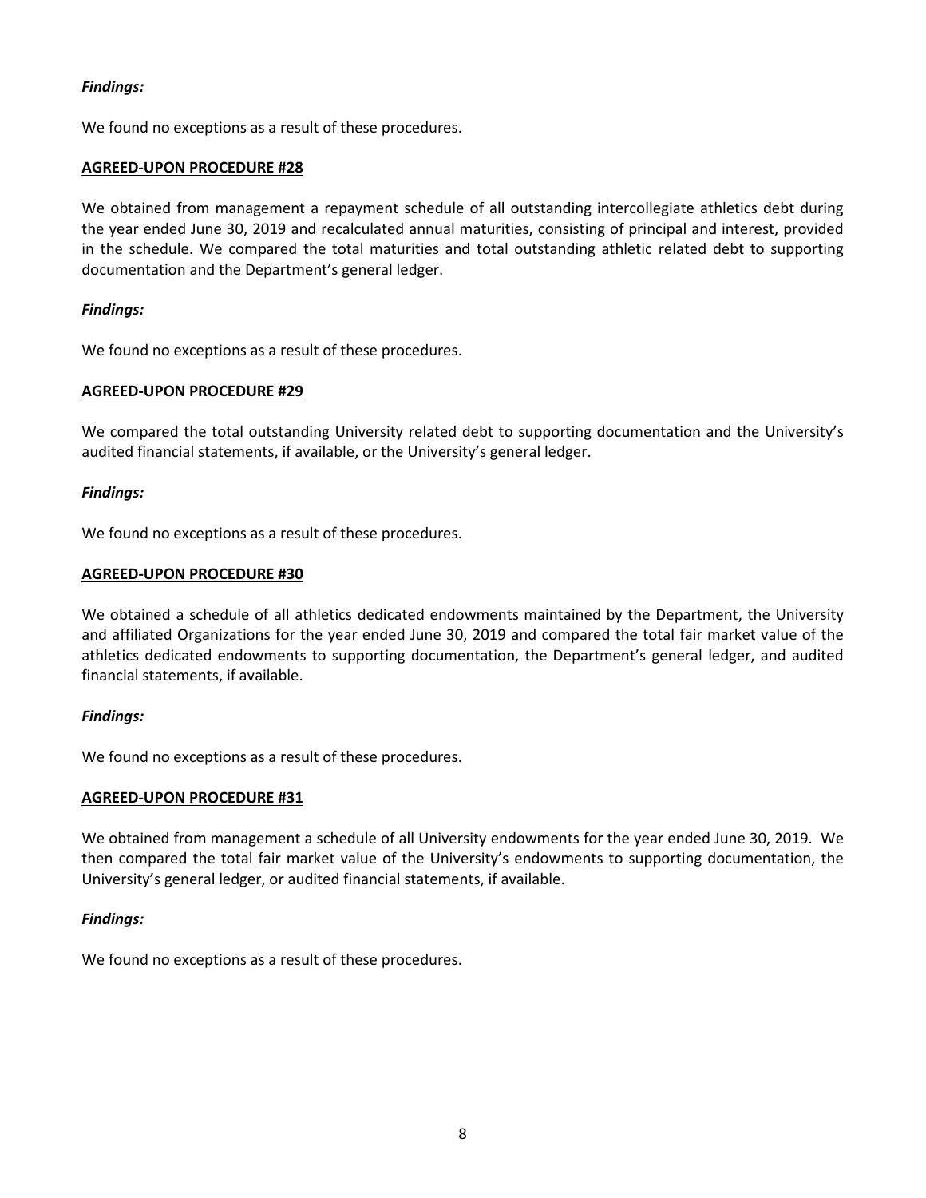***Findings:***

We found no exceptions as a result of these procedures.

**AGREED-UPON PROCEDURE #28**

We obtained from management a repayment schedule of all outstanding intercollegiate athletics debt during the year ended June 30, 2019 and recalculated annual maturities, consisting of principal and interest, provided in the schedule. We compared the total maturities and total outstanding athletic related debt to supporting documentation and the Department's general ledger.

***Findings:***

We found no exceptions as a result of these procedures.

**AGREED-UPON PROCEDURE #29**

We compared the total outstanding University related debt to supporting documentation and the University's audited financial statements, if available, or the University's general ledger.

***Findings:***

We found no exceptions as a result of these procedures.

**AGREED-UPON PROCEDURE #30**

We obtained a schedule of all athletics dedicated endowments maintained by the Department, the University and affiliated Organizations for the year ended June 30, 2019 and compared the total fair market value of the athletics dedicated endowments to supporting documentation, the Department's general ledger, and audited financial statements, if available.

***Findings:***

We found no exceptions as a result of these procedures.

**AGREED-UPON PROCEDURE #31**

We obtained from management a schedule of all University endowments for the year ended June 30, 2019. We then compared the total fair market value of the University's endowments to supporting documentation, the University's general ledger, or audited financial statements, if available.

***Findings:***

We found no exceptions as a result of these procedures.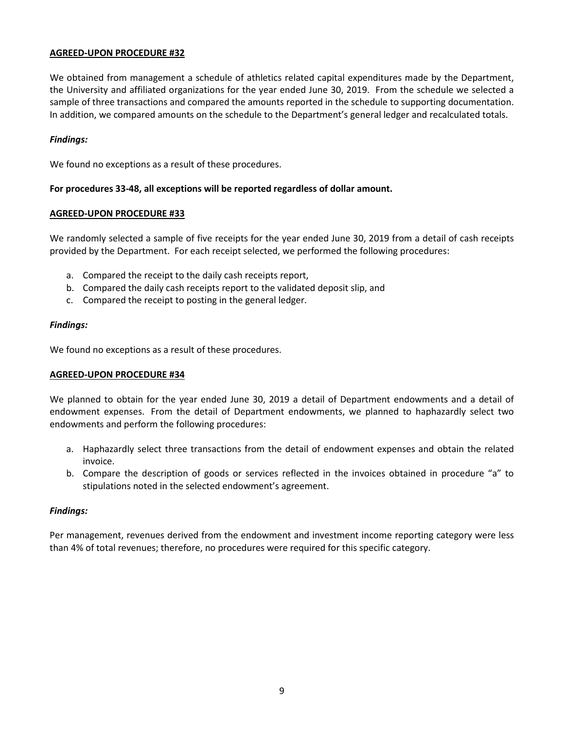**AGREED-UPON PROCEDURE #32**

We obtained from management a schedule of athletics related capital expenditures made by the Department, the University and affiliated organizations for the year ended June 30, 2019. From the schedule we selected a sample of three transactions and compared the amounts reported in the schedule to supporting documentation. In addition, we compared amounts on the schedule to the Department's general ledger and recalculated totals.

***Findings:***

We found no exceptions as a result of these procedures.

**For procedures 33-48, all exceptions will be reported regardless of dollar amount.**

**AGREED-UPON PROCEDURE #33**

We randomly selected a sample of five receipts for the year ended June 30, 2019 from a detail of cash receipts provided by the Department. For each receipt selected, we performed the following procedures:

a. Compared the receipt to the daily cash receipts report,
b. Compared the daily cash receipts report to the validated deposit slip, and
c. Compared the receipt to posting in the general ledger.

***Findings:***

We found no exceptions as a result of these procedures.

**AGREED-UPON PROCEDURE #34**

We planned to obtain for the year ended June 30, 2019 a detail of Department endowments and a detail of endowment expenses. From the detail of Department endowments, we planned to haphazardly select two endowments and perform the following procedures:

a. Haphazardly select three transactions from the detail of endowment expenses and obtain the related invoice.
b. Compare the description of goods or services reflected in the invoices obtained in procedure "a" to stipulations noted in the selected endowment's agreement.

***Findings:***

Per management, revenues derived from the endowment and investment income reporting category were less than 4% of total revenues; therefore, no procedures were required for this specific category.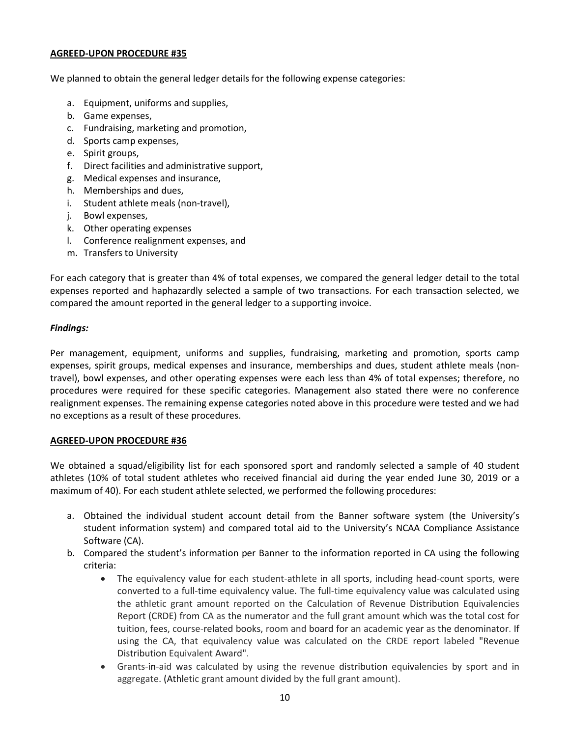**AGREED-UPON PROCEDURE #35**

We planned to obtain the general ledger details for the following expense categories:

a. Equipment, uniforms and supplies,
b. Game expenses,
c. Fundraising, marketing and promotion,
d. Sports camp expenses,
e. Spirit groups,
f. Direct facilities and administrative support,
g. Medical expenses and insurance,
h. Memberships and dues,
i. Student athlete meals (non-travel),
j. Bowl expenses,
k. Other operating expenses
l. Conference realignment expenses, and
m. Transfers to University

For each category that is greater than 4% of total expenses, we compared the general ledger detail to the total expenses reported and haphazardly selected a sample of two transactions. For each transaction selected, we compared the amount reported in the general ledger to a supporting invoice.

***Findings:***

Per management, equipment, uniforms and supplies, fundraising, marketing and promotion, sports camp expenses, spirit groups, medical expenses and insurance, memberships and dues, student athlete meals (non-travel), bowl expenses, and other operating expenses were each less than 4% of total expenses; therefore, no procedures were required for these specific categories. Management also stated there were no conference realignment expenses. The remaining expense categories noted above in this procedure were tested and we had no exceptions as a result of these procedures.

**AGREED-UPON PROCEDURE #36**

We obtained a squad/eligibility list for each sponsored sport and randomly selected a sample of 40 student athletes (10% of total student athletes who received financial aid during the year ended June 30, 2019 or a maximum of 40). For each student athlete selected, we performed the following procedures:

a. Obtained the individual student account detail from the Banner software system (the University's student information system) and compared total aid to the University's NCAA Compliance Assistance Software (CA).
b. Compared the student's information per Banner to the information reported in CA using the following criteria:
    - The equivalency value for each student-athlete in all sports, including head-count sports, were converted to a full-time equivalency value. The full-time equivalency value was calculated using the athletic grant amount reported on the Calculation of Revenue Distribution Equivalencies Report (CRDE) from CA as the numerator and the full grant amount which was the total cost for tuition, fees, course-related books, room and board for an academic year as the denominator. If using the CA, that equivalency value was calculated on the CRDE report labeled "Revenue Distribution Equivalent Award".
    - Grants-in-aid was calculated by using the revenue distribution equivalencies by sport and in aggregate. (Athletic grant amount divided by the full grant amount).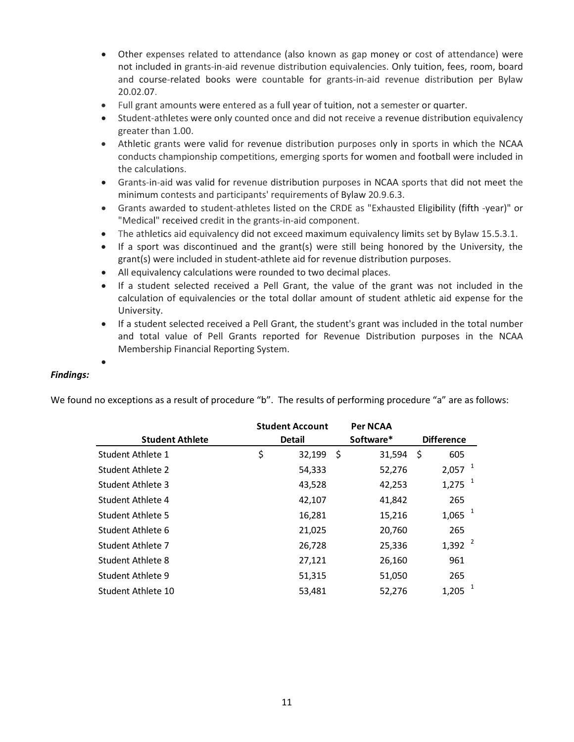- Other expenses related to attendance (also known as gap money or cost of attendance) were not included in grants-in-aid revenue distribution equivalencies. Only tuition, fees, room, board and course-related books were countable for grants-in-aid revenue distribution per Bylaw 20.02.07.
- Full grant amounts were entered as a full year of tuition, not a semester or quarter.
- Student-athletes were only counted once and did not receive a revenue distribution equivalency greater than 1.00.
- Athletic grants were valid for revenue distribution purposes only in sports in which the NCAA conducts championship competitions, emerging sports for women and football were included in the calculations.
- Grants-in-aid was valid for revenue distribution purposes in NCAA sports that did not meet the minimum contests and participants' requirements of Bylaw 20.9.6.3.
- Grants awarded to student-athletes listed on the CRDE as "Exhausted Eligibility (fifth -year)" or "Medical" received credit in the grants-in-aid component.
- The athletics aid equivalency did not exceed maximum equivalency limits set by Bylaw 15.5.3.1.
- If a sport was discontinued and the grant(s) were still being honored by the University, the grant(s) were included in student-athlete aid for revenue distribution purposes.
- All equivalency calculations were rounded to two decimal places.
- If a student selected received a Pell Grant, the value of the grant was not included in the calculation of equivalencies or the total dollar amount of student athletic aid expense for the University.
- If a student selected received a Pell Grant, the student's grant was included in the total number and total value of Pell Grants reported for Revenue Distribution purposes in the NCAA Membership Financial Reporting System.

***Findings:***

We found no exceptions as a result of procedure "b". The results of performing procedure "a" are as follows:

| Student Athlete | Student Account Detail | Per NCAA Software* | Difference |
|---|---|---|---|
| Student Athlete 1 | $ 32,199 | $ 31,594 | $ 605 |
| Student Athlete 2 | 54,333 | 52,276 | 2,057 [1] |
| Student Athlete 3 | 43,528 | 42,253 | 1,275 [1] |
| Student Athlete 4 | 42,107 | 41,842 | 265 |
| Student Athlete 5 | 16,281 | 15,216 | 1,065 [1] |
| Student Athlete 6 | 21,025 | 20,760 | 265 |
| Student Athlete 7 | 26,728 | 25,336 | 1,392 [2] |
| Student Athlete 8 | 27,121 | 26,160 | 961 |
| Student Athlete 9 | 51,315 | 51,050 | 265 |
| Student Athlete 10 | 53,481 | 52,276 | 1,205 [1] |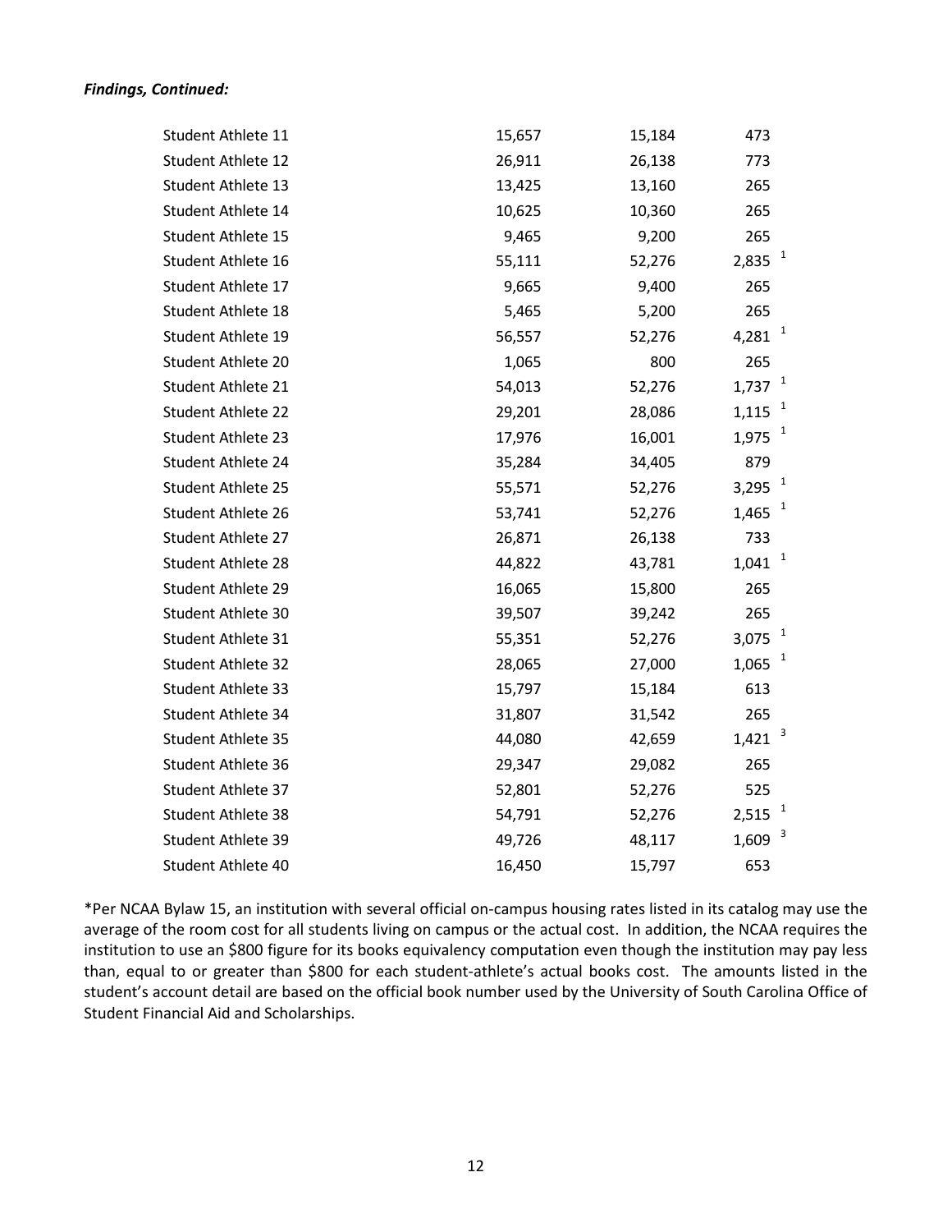***Findings, Continued:***

| | | | |
|---|---|---|---|
| Student Athlete 11 | 15,657 | 15,184 | 473 |
| Student Athlete 12 | 26,911 | 26,138 | 773 |
| Student Athlete 13 | 13,425 | 13,160 | 265 |
| Student Athlete 14 | 10,625 | 10,360 | 265 |
| Student Athlete 15 | 9,465 | 9,200 | 265 |
| Student Athlete 16 | 55,111 | 52,276 | 2,835 [1] |
| Student Athlete 17 | 9,665 | 9,400 | 265 |
| Student Athlete 18 | 5,465 | 5,200 | 265 |
| Student Athlete 19 | 56,557 | 52,276 | 4,281 [1] |
| Student Athlete 20 | 1,065 | 800 | 265 |
| Student Athlete 21 | 54,013 | 52,276 | 1,737 [1] |
| Student Athlete 22 | 29,201 | 28,086 | 1,115 [1] |
| Student Athlete 23 | 17,976 | 16,001 | 1,975 [1] |
| Student Athlete 24 | 35,284 | 34,405 | 879 |
| Student Athlete 25 | 55,571 | 52,276 | 3,295 [1] |
| Student Athlete 26 | 53,741 | 52,276 | 1,465 [1] |
| Student Athlete 27 | 26,871 | 26,138 | 733 |
| Student Athlete 28 | 44,822 | 43,781 | 1,041 [1] |
| Student Athlete 29 | 16,065 | 15,800 | 265 |
| Student Athlete 30 | 39,507 | 39,242 | 265 |
| Student Athlete 31 | 55,351 | 52,276 | 3,075 [1] |
| Student Athlete 32 | 28,065 | 27,000 | 1,065 [1] |
| Student Athlete 33 | 15,797 | 15,184 | 613 |
| Student Athlete 34 | 31,807 | 31,542 | 265 |
| Student Athlete 35 | 44,080 | 42,659 | 1,421 [3] |
| Student Athlete 36 | 29,347 | 29,082 | 265 |
| Student Athlete 37 | 52,801 | 52,276 | 525 |
| Student Athlete 38 | 54,791 | 52,276 | 2,515 [1] |
| Student Athlete 39 | 49,726 | 48,117 | 1,609 [3] |
| Student Athlete 40 | 16,450 | 15,797 | 653 |

*Per NCAA Bylaw 15, an institution with several official on-campus housing rates listed in its catalog may use the average of the room cost for all students living on campus or the actual cost. In addition, the NCAA requires the institution to use an $800 figure for its books equivalency computation even though the institution may pay less than, equal to or greater than $800 for each student-athlete's actual books cost. The amounts listed in the student's account detail are based on the official book number used by the University of South Carolina Office of Student Financial Aid and Scholarships.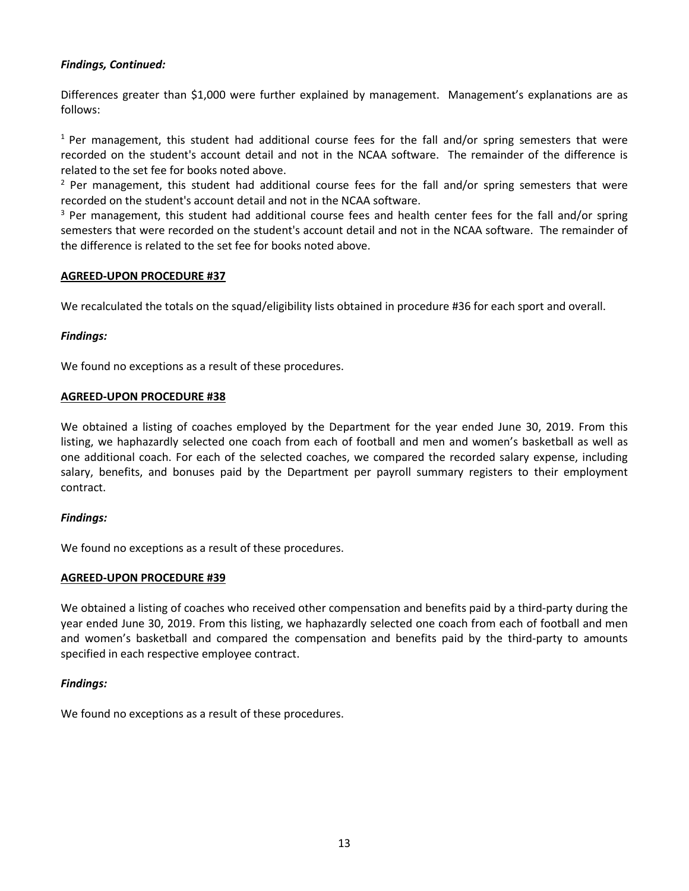***Findings, Continued:***

Differences greater than $1,000 were further explained by management. Management's explanations are as follows:

[1] Per management, this student had additional course fees for the fall and/or spring semesters that were recorded on the student's account detail and not in the NCAA software. The remainder of the difference is related to the set fee for books noted above.

[2] Per management, this student had additional course fees for the fall and/or spring semesters that were recorded on the student's account detail and not in the NCAA software.

[3] Per management, this student had additional course fees and health center fees for the fall and/or spring semesters that were recorded on the student's account detail and not in the NCAA software. The remainder of the difference is related to the set fee for books noted above.

**AGREED-UPON PROCEDURE #37**

We recalculated the totals on the squad/eligibility lists obtained in procedure #36 for each sport and overall.

***Findings:***

We found no exceptions as a result of these procedures.

**AGREED-UPON PROCEDURE #38**

We obtained a listing of coaches employed by the Department for the year ended June 30, 2019. From this listing, we haphazardly selected one coach from each of football and men and women's basketball as well as one additional coach. For each of the selected coaches, we compared the recorded salary expense, including salary, benefits, and bonuses paid by the Department per payroll summary registers to their employment contract.

***Findings:***

We found no exceptions as a result of these procedures.

**AGREED-UPON PROCEDURE #39**

We obtained a listing of coaches who received other compensation and benefits paid by a third-party during the year ended June 30, 2019. From this listing, we haphazardly selected one coach from each of football and men and women's basketball and compared the compensation and benefits paid by the third-party to amounts specified in each respective employee contract.

***Findings:***

We found no exceptions as a result of these procedures.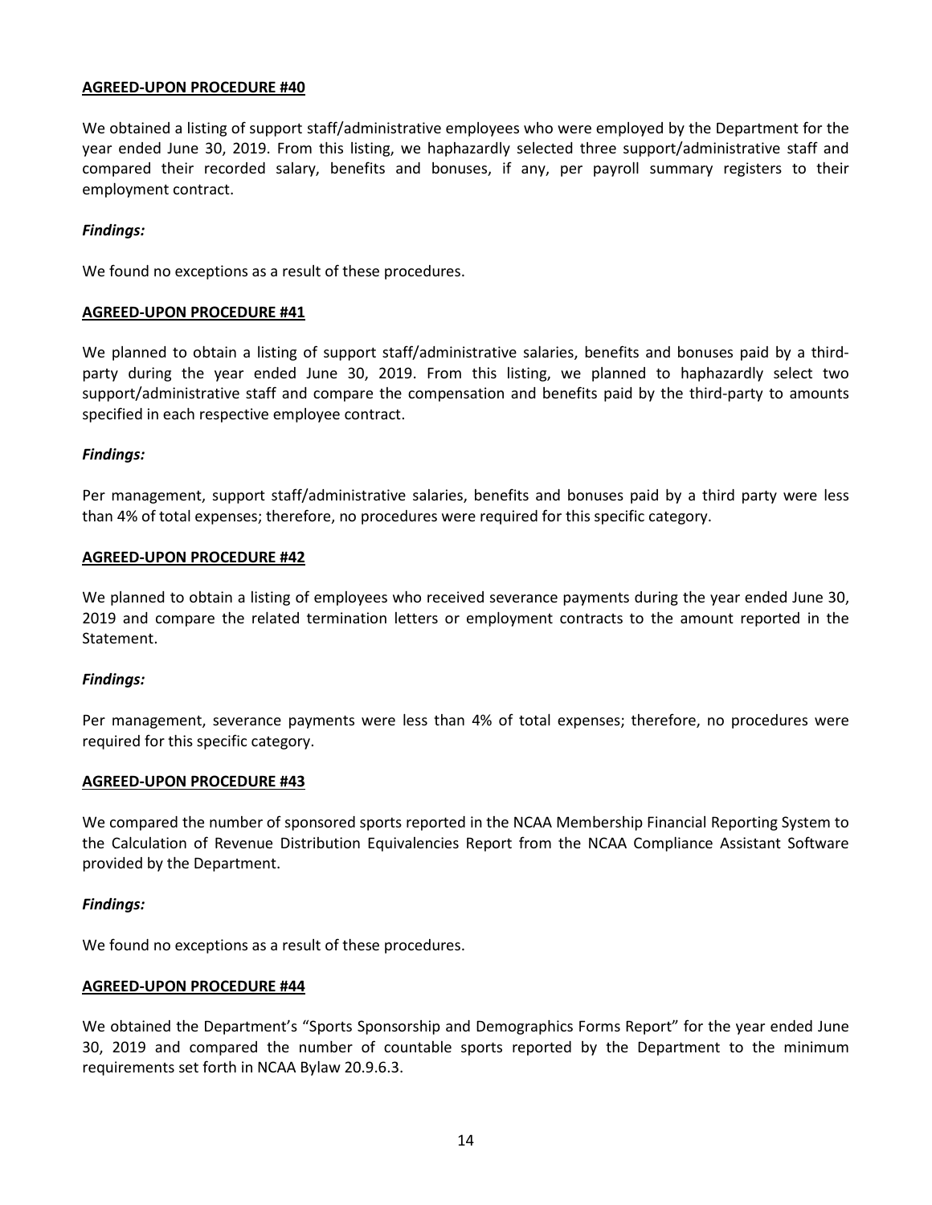**AGREED-UPON PROCEDURE #40**

We obtained a listing of support staff/administrative employees who were employed by the Department for the year ended June 30, 2019. From this listing, we haphazardly selected three support/administrative staff and compared their recorded salary, benefits and bonuses, if any, per payroll summary registers to their employment contract.

***Findings:***

We found no exceptions as a result of these procedures.

**AGREED-UPON PROCEDURE #41**

We planned to obtain a listing of support staff/administrative salaries, benefits and bonuses paid by a third-party during the year ended June 30, 2019. From this listing, we planned to haphazardly select two support/administrative staff and compare the compensation and benefits paid by the third-party to amounts specified in each respective employee contract.

***Findings:***

Per management, support staff/administrative salaries, benefits and bonuses paid by a third party were less than 4% of total expenses; therefore, no procedures were required for this specific category.

**AGREED-UPON PROCEDURE #42**

We planned to obtain a listing of employees who received severance payments during the year ended June 30, 2019 and compare the related termination letters or employment contracts to the amount reported in the Statement.

***Findings:***

Per management, severance payments were less than 4% of total expenses; therefore, no procedures were required for this specific category.

**AGREED-UPON PROCEDURE #43**

We compared the number of sponsored sports reported in the NCAA Membership Financial Reporting System to the Calculation of Revenue Distribution Equivalencies Report from the NCAA Compliance Assistant Software provided by the Department.

***Findings:***

We found no exceptions as a result of these procedures.

**AGREED-UPON PROCEDURE #44**

We obtained the Department's "Sports Sponsorship and Demographics Forms Report" for the year ended June 30, 2019 and compared the number of countable sports reported by the Department to the minimum requirements set forth in NCAA Bylaw 20.9.6.3.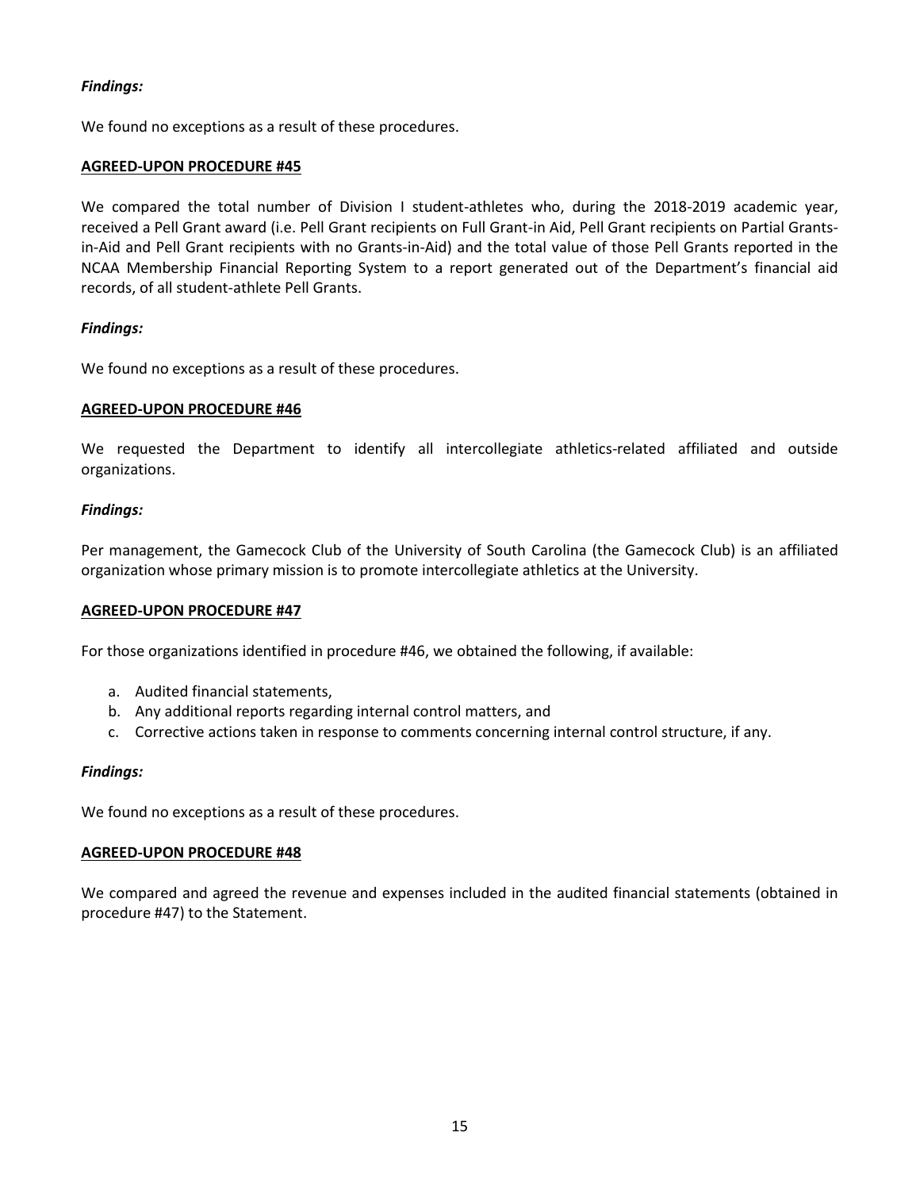***Findings:***

We found no exceptions as a result of these procedures.

**AGREED-UPON PROCEDURE #45**

We compared the total number of Division I student-athletes who, during the 2018-2019 academic year, received a Pell Grant award (i.e. Pell Grant recipients on Full Grant-in Aid, Pell Grant recipients on Partial Grants-in-Aid and Pell Grant recipients with no Grants-in-Aid) and the total value of those Pell Grants reported in the NCAA Membership Financial Reporting System to a report generated out of the Department's financial aid records, of all student-athlete Pell Grants.

***Findings:***

We found no exceptions as a result of these procedures.

**AGREED-UPON PROCEDURE #46**

We requested the Department to identify all intercollegiate athletics-related affiliated and outside organizations.

***Findings:***

Per management, the Gamecock Club of the University of South Carolina (the Gamecock Club) is an affiliated organization whose primary mission is to promote intercollegiate athletics at the University.

**AGREED-UPON PROCEDURE #47**

For those organizations identified in procedure #46, we obtained the following, if available:

a. Audited financial statements,
b. Any additional reports regarding internal control matters, and
c. Corrective actions taken in response to comments concerning internal control structure, if any.

***Findings:***

We found no exceptions as a result of these procedures.

**AGREED-UPON PROCEDURE #48**

We compared and agreed the revenue and expenses included in the audited financial statements (obtained in procedure #47) to the Statement.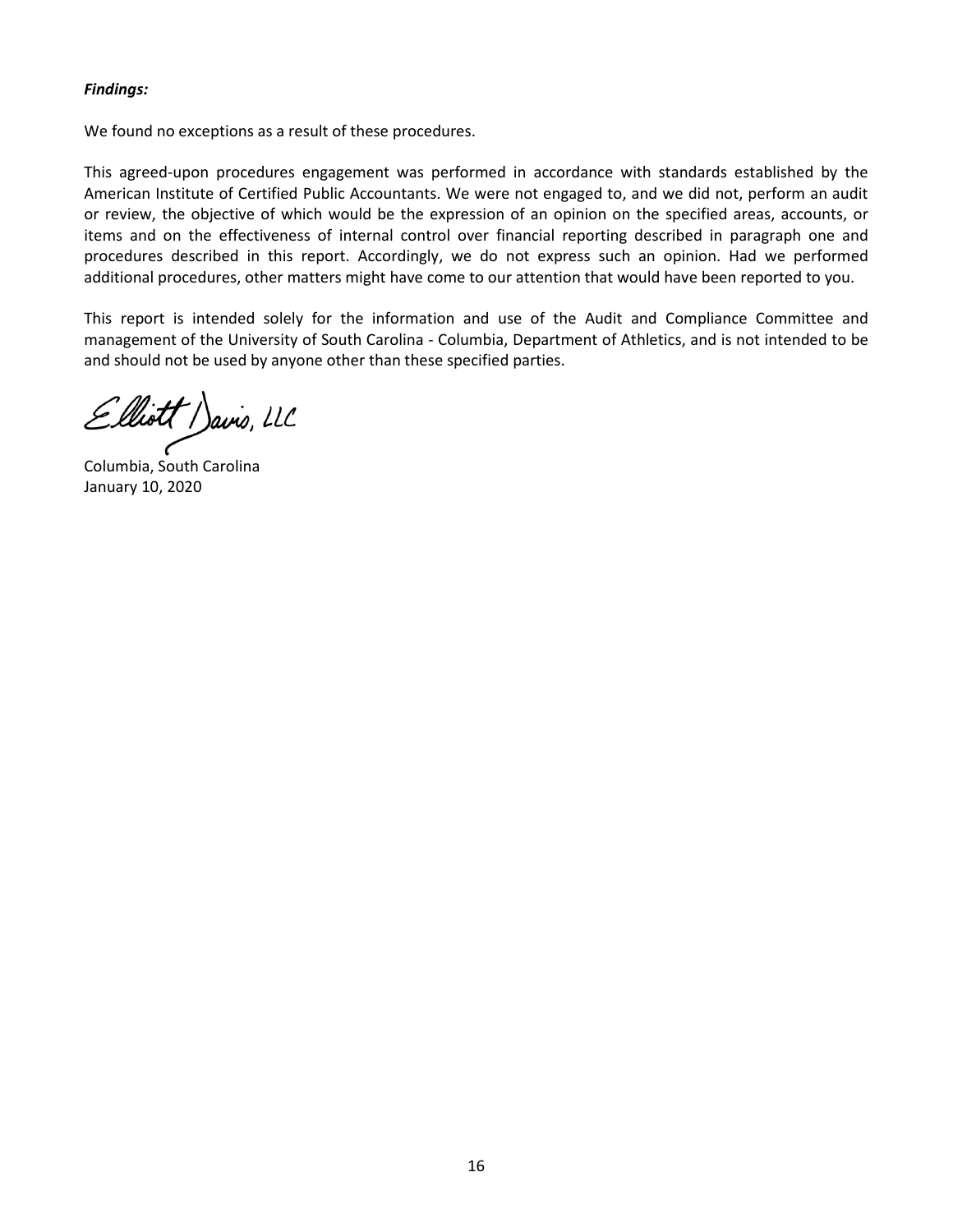***Findings:***

We found no exceptions as a result of these procedures.

This agreed-upon procedures engagement was performed in accordance with standards established by the American Institute of Certified Public Accountants. We were not engaged to, and we did not, perform an audit or review, the objective of which would be the expression of an opinion on the specified areas, accounts, or items and on the effectiveness of internal control over financial reporting described in paragraph one and procedures described in this report. Accordingly, we do not express such an opinion. Had we performed additional procedures, other matters might have come to our attention that would have been reported to you.

This report is intended solely for the information and use of the Audit and Compliance Committee and management of the University of South Carolina - Columbia, Department of Athletics, and is not intended to be and should not be used by anyone other than these specified parties.

Elliott Davis, LLC

Columbia, South Carolina
January 10, 2020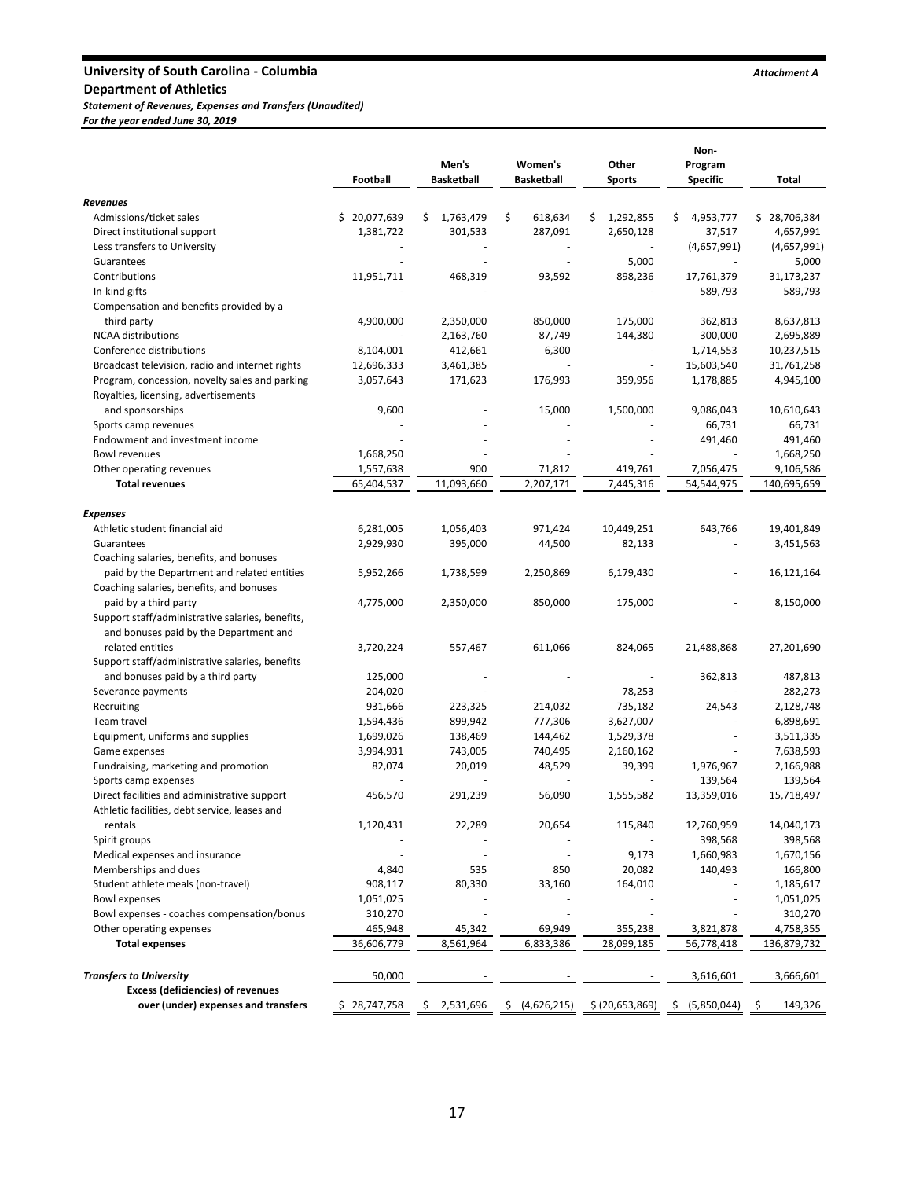**University of South Carolina - Columbia** *Attachment A*

**Department of Athletics**

***Statement of Revenues, Expenses and Transfers (Unaudited)***

***For the year ended June 30, 2019***

| | Football | Men's Basketball | Women's Basketball | Other Sports | Non-Program Specific | Total |
|---|---|---|---|---|---|---|
| ***Revenues*** | | | | | | |
| Admissions/ticket sales | $ 20,077,639 | $ 1,763,479 | $ 618,634 | $ 1,292,855 | $ 4,953,777 | $ 28,706,384 |
| Direct institutional support | 1,381,722 | 301,533 | 287,091 | 2,650,128 | 37,517 | 4,657,991 |
| Less transfers to University | - | - | - | - | (4,657,991) | (4,657,991) |
| Guarantees | - | - | - | 5,000 | - | 5,000 |
| Contributions | 11,951,711 | 468,319 | 93,592 | 898,236 | 17,761,379 | 31,173,237 |
| In-kind gifts | - | - | - | - | 589,793 | 589,793 |
| Compensation and benefits provided by a third party | 4,900,000 | 2,350,000 | 850,000 | 175,000 | 362,813 | 8,637,813 |
| NCAA distributions | - | 2,163,760 | 87,749 | 144,380 | 300,000 | 2,695,889 |
| Conference distributions | 8,104,001 | 412,661 | 6,300 | - | 1,714,553 | 10,237,515 |
| Broadcast television, radio and internet rights | 12,696,333 | 3,461,385 | - | - | 15,603,540 | 31,761,258 |
| Program, concession, novelty sales and parking | 3,057,643 | 171,623 | 176,993 | 359,956 | 1,178,885 | 4,945,100 |
| Royalties, licensing, advertisements and sponsorships | 9,600 | - | 15,000 | 1,500,000 | 9,086,043 | 10,610,643 |
| Sports camp revenues | - | - | - | - | 66,731 | 66,731 |
| Endowment and investment income | - | - | - | - | 491,460 | 491,460 |
| Bowl revenues | 1,668,250 | - | - | - | - | 1,668,250 |
| Other operating revenues | 1,557,638 | 900 | 71,812 | 419,761 | 7,056,475 | 9,106,586 |
| **Total revenues** | 65,404,537 | 11,093,660 | 2,207,171 | 7,445,316 | 54,544,975 | 140,695,659 |
| ***Expenses*** | | | | | | |
| Athletic student financial aid | 6,281,005 | 1,056,403 | 971,424 | 10,449,251 | 643,766 | 19,401,849 |
| Guarantees | 2,929,930 | 395,000 | 44,500 | 82,133 | - | 3,451,563 |
| Coaching salaries, benefits, and bonuses paid by the Department and related entities | 5,952,266 | 1,738,599 | 2,250,869 | 6,179,430 | - | 16,121,164 |
| Coaching salaries, benefits, and bonuses paid by a third party | 4,775,000 | 2,350,000 | 850,000 | 175,000 | - | 8,150,000 |
| Support staff/administrative salaries, benefits, and bonuses paid by the Department and related entities | 3,720,224 | 557,467 | 611,066 | 824,065 | 21,488,868 | 27,201,690 |
| Support staff/administrative salaries, benefits and bonuses paid by a third party | 125,000 | - | - | - | 362,813 | 487,813 |
| Severance payments | 204,020 | - | - | 78,253 | - | 282,273 |
| Recruiting | 931,666 | 223,325 | 214,032 | 735,182 | 24,543 | 2,128,748 |
| Team travel | 1,594,436 | 899,942 | 777,306 | 3,627,007 | - | 6,898,691 |
| Equipment, uniforms and supplies | 1,699,026 | 138,469 | 144,462 | 1,529,378 | - | 3,511,335 |
| Game expenses | 3,994,931 | 743,005 | 740,495 | 2,160,162 | - | 7,638,593 |
| Fundraising, marketing and promotion | 82,074 | 20,019 | 48,529 | 39,399 | 1,976,967 | 2,166,988 |
| Sports camp expenses | - | - | - | - | 139,564 | 139,564 |
| Direct facilities and administrative support | 456,570 | 291,239 | 56,090 | 1,555,582 | 13,359,016 | 15,718,497 |
| Athletic facilities, debt service, leases and rentals | 1,120,431 | 22,289 | 20,654 | 115,840 | 12,760,959 | 14,040,173 |
| Spirit groups | - | - | - | - | 398,568 | 398,568 |
| Medical expenses and insurance | - | - | - | 9,173 | 1,660,983 | 1,670,156 |
| Memberships and dues | 4,840 | 535 | 850 | 20,082 | 140,493 | 166,800 |
| Student athlete meals (non-travel) | 908,117 | 80,330 | 33,160 | 164,010 | - | 1,185,617 |
| Bowl expenses | 1,051,025 | - | - | - | - | 1,051,025 |
| Bowl expenses - coaches compensation/bonus | 310,270 | - | - | - | - | 310,270 |
| Other operating expenses | 465,948 | 45,342 | 69,949 | 355,238 | 3,821,878 | 4,758,355 |
| **Total expenses** | 36,606,779 | 8,561,964 | 6,833,386 | 28,099,185 | 56,778,418 | 136,879,732 |
| ***Transfers to University*** | 50,000 | - | - | - | 3,616,601 | 3,666,601 |
| **Excess (deficiencies) of revenues over (under) expenses and transfers** | $ 28,747,758 | $ 2,531,696 | $ (4,626,215) | $ (20,653,869) | $ (5,850,044) | $ 149,326 |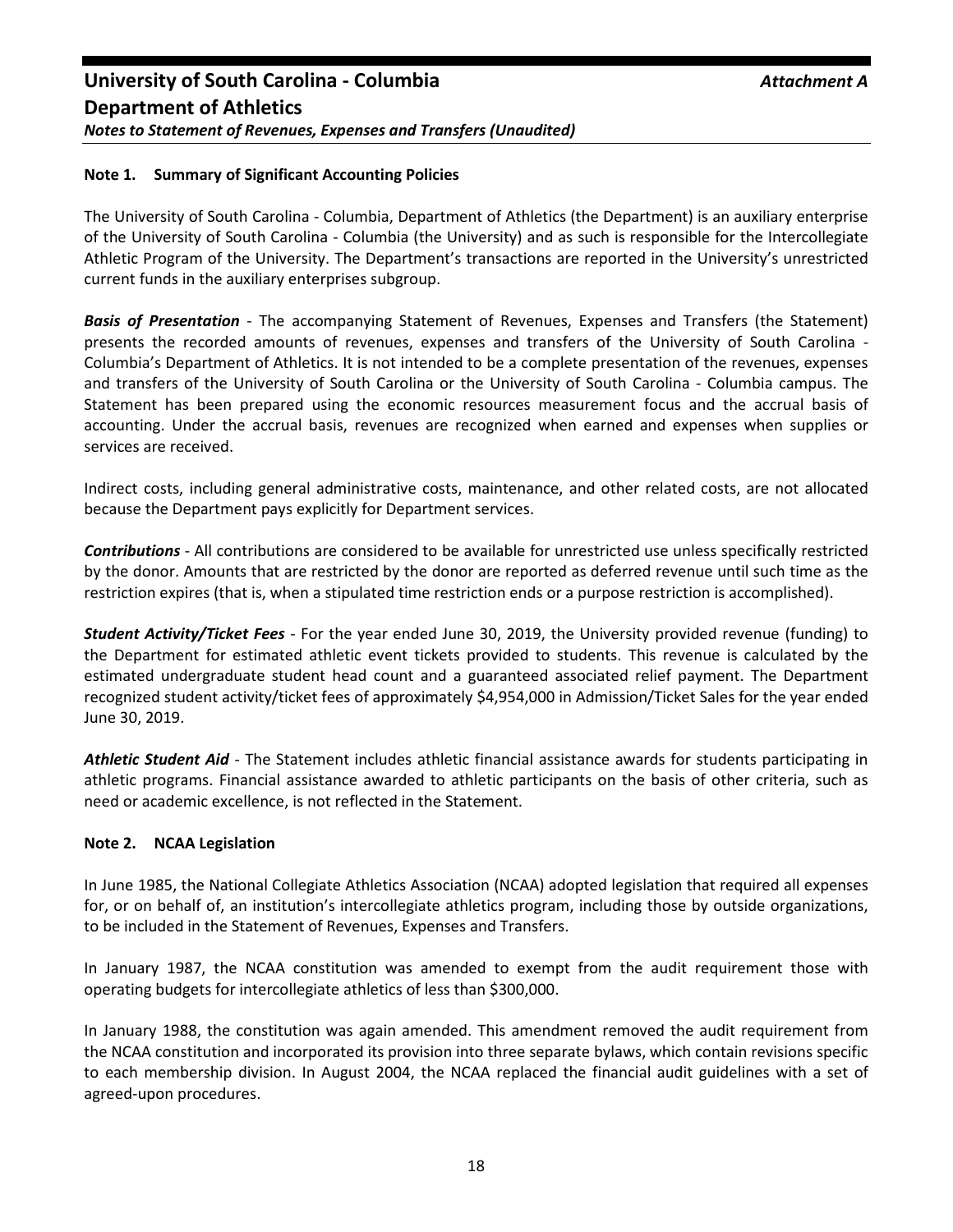# University of South Carolina - Columbia

*Attachment A*

## Department of Athletics

*Notes to Statement of Revenues, Expenses and Transfers (Unaudited)*

### Note 1. Summary of Significant Accounting Policies

The University of South Carolina - Columbia, Department of Athletics (the Department) is an auxiliary enterprise of the University of South Carolina - Columbia (the University) and as such is responsible for the Intercollegiate Athletic Program of the University. The Department's transactions are reported in the University's unrestricted current funds in the auxiliary enterprises subgroup.

***Basis of Presentation*** - The accompanying Statement of Revenues, Expenses and Transfers (the Statement) presents the recorded amounts of revenues, expenses and transfers of the University of South Carolina - Columbia's Department of Athletics. It is not intended to be a complete presentation of the revenues, expenses and transfers of the University of South Carolina or the University of South Carolina - Columbia campus. The Statement has been prepared using the economic resources measurement focus and the accrual basis of accounting. Under the accrual basis, revenues are recognized when earned and expenses when supplies or services are received.

Indirect costs, including general administrative costs, maintenance, and other related costs, are not allocated because the Department pays explicitly for Department services.

***Contributions*** - All contributions are considered to be available for unrestricted use unless specifically restricted by the donor. Amounts that are restricted by the donor are reported as deferred revenue until such time as the restriction expires (that is, when a stipulated time restriction ends or a purpose restriction is accomplished).

***Student Activity/Ticket Fees*** - For the year ended June 30, 2019, the University provided revenue (funding) to the Department for estimated athletic event tickets provided to students. This revenue is calculated by the estimated undergraduate student head count and a guaranteed associated relief payment. The Department recognized student activity/ticket fees of approximately $4,954,000 in Admission/Ticket Sales for the year ended June 30, 2019.

***Athletic Student Aid*** - The Statement includes athletic financial assistance awards for students participating in athletic programs. Financial assistance awarded to athletic participants on the basis of other criteria, such as need or academic excellence, is not reflected in the Statement.

### Note 2. NCAA Legislation

In June 1985, the National Collegiate Athletics Association (NCAA) adopted legislation that required all expenses for, or on behalf of, an institution's intercollegiate athletics program, including those by outside organizations, to be included in the Statement of Revenues, Expenses and Transfers.

In January 1987, the NCAA constitution was amended to exempt from the audit requirement those with operating budgets for intercollegiate athletics of less than $300,000.

In January 1988, the constitution was again amended. This amendment removed the audit requirement from the NCAA constitution and incorporated its provision into three separate bylaws, which contain revisions specific to each membership division. In August 2004, the NCAA replaced the financial audit guidelines with a set of agreed-upon procedures.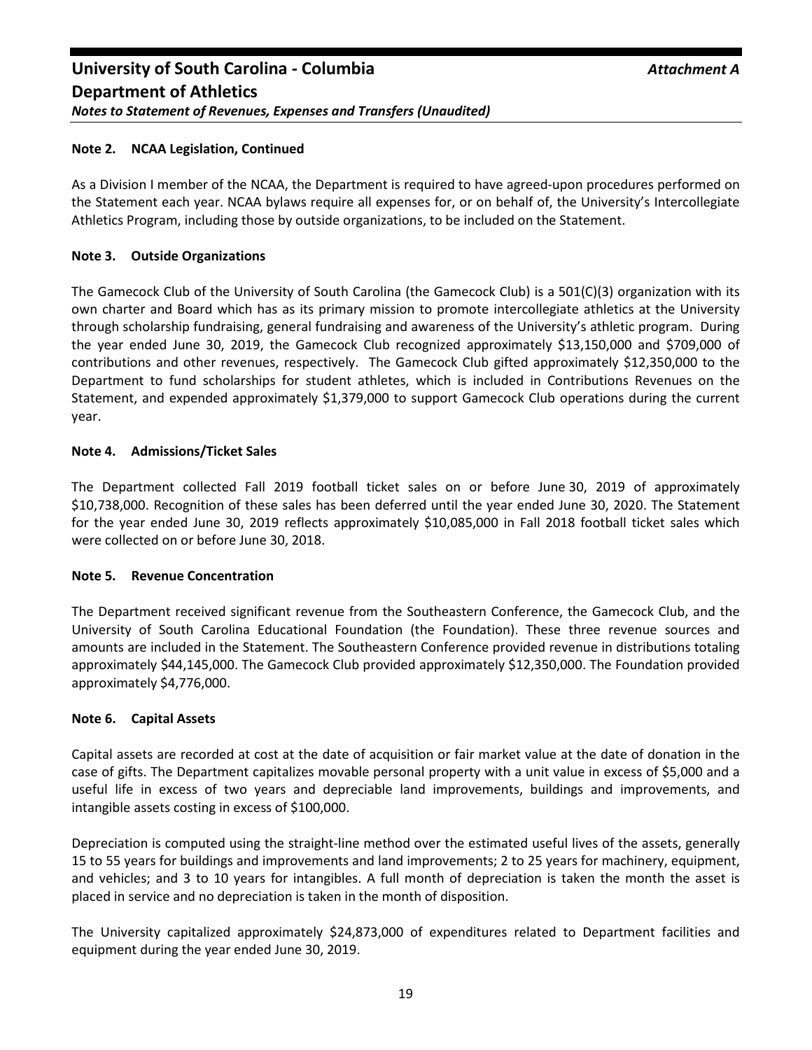**Note 2. NCAA Legislation, Continued**

As a Division I member of the NCAA, the Department is required to have agreed-upon procedures performed on the Statement each year. NCAA bylaws require all expenses for, or on behalf of, the University's Intercollegiate Athletics Program, including those by outside organizations, to be included on the Statement.

**Note 3. Outside Organizations**

The Gamecock Club of the University of South Carolina (the Gamecock Club) is a 501(C)(3) organization with its own charter and Board which has as its primary mission to promote intercollegiate athletics at the University through scholarship fundraising, general fundraising and awareness of the University's athletic program. During the year ended June 30, 2019, the Gamecock Club recognized approximately $13,150,000 and $709,000 of contributions and other revenues, respectively. The Gamecock Club gifted approximately $12,350,000 to the Department to fund scholarships for student athletes, which is included in Contributions Revenues on the Statement, and expended approximately $1,379,000 to support Gamecock Club operations during the current year.

**Note 4. Admissions/Ticket Sales**

The Department collected Fall 2019 football ticket sales on or before June 30, 2019 of approximately $10,738,000. Recognition of these sales has been deferred until the year ended June 30, 2020. The Statement for the year ended June 30, 2019 reflects approximately $10,085,000 in Fall 2018 football ticket sales which were collected on or before June 30, 2018.

**Note 5. Revenue Concentration**

The Department received significant revenue from the Southeastern Conference, the Gamecock Club, and the University of South Carolina Educational Foundation (the Foundation). These three revenue sources and amounts are included in the Statement. The Southeastern Conference provided revenue in distributions totaling approximately $44,145,000. The Gamecock Club provided approximately $12,350,000. The Foundation provided approximately $4,776,000.

**Note 6. Capital Assets**

Capital assets are recorded at cost at the date of acquisition or fair market value at the date of donation in the case of gifts. The Department capitalizes movable personal property with a unit value in excess of $5,000 and a useful life in excess of two years and depreciable land improvements, buildings and improvements, and intangible assets costing in excess of $100,000.

Depreciation is computed using the straight-line method over the estimated useful lives of the assets, generally 15 to 55 years for buildings and improvements and land improvements; 2 to 25 years for machinery, equipment, and vehicles; and 3 to 10 years for intangibles. A full month of depreciation is taken the month the asset is placed in service and no depreciation is taken in the month of disposition.

The University capitalized approximately $24,873,000 of expenditures related to Department facilities and equipment during the year ended June 30, 2019.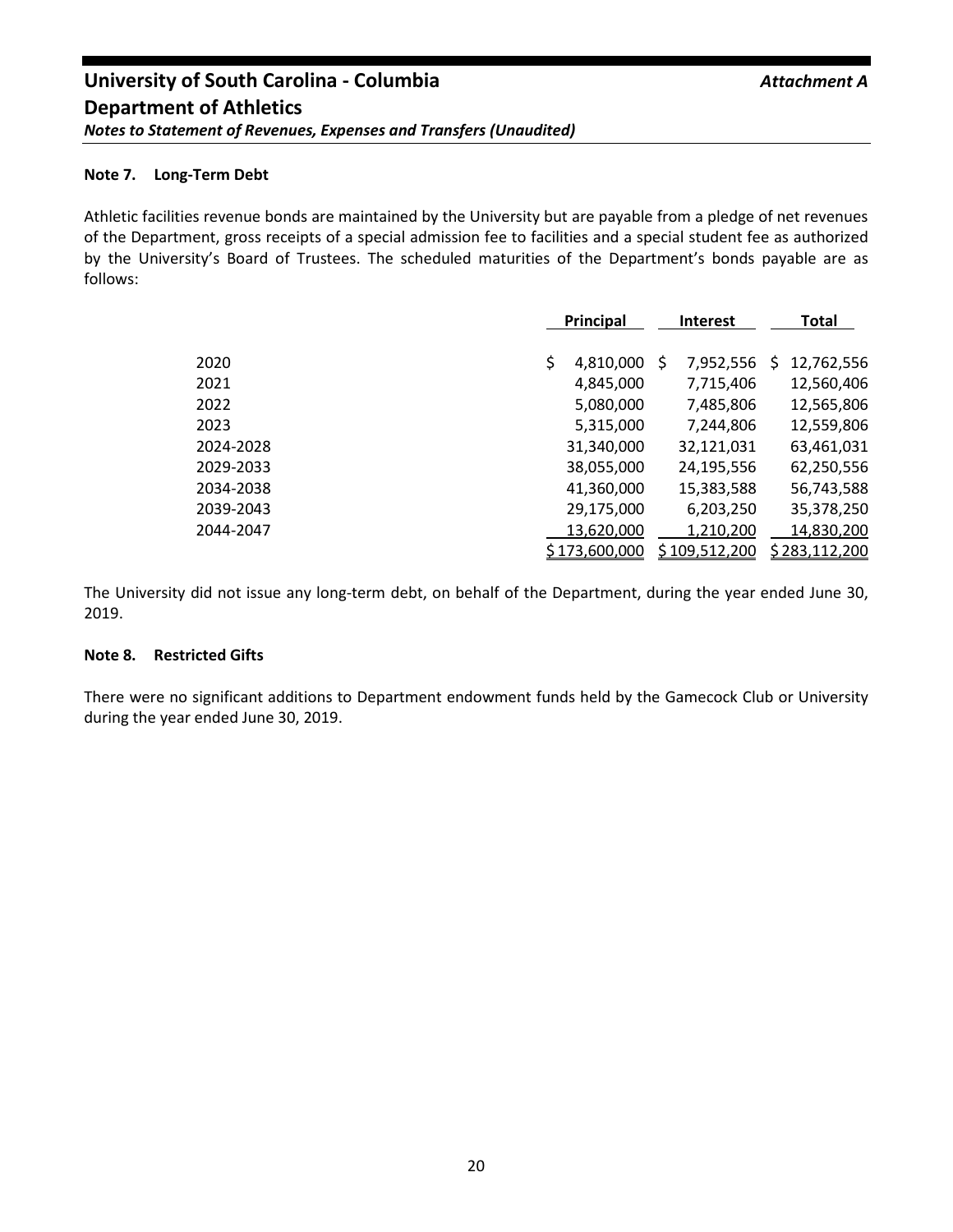# University of South Carolina - Columbia

*Attachment A*

## Department of Athletics

***Notes to Statement of Revenues, Expenses and Transfers (Unaudited)***

### Note 7. Long-Term Debt

Athletic facilities revenue bonds are maintained by the University but are payable from a pledge of net revenues of the Department, gross receipts of a special admission fee to facilities and a special student fee as authorized by the University's Board of Trustees. The scheduled maturities of the Department's bonds payable are as follows:

| | Principal | Interest | Total |
|---|---|---|---|
| 2020 | $ 4,810,000 | $ 7,952,556 | $ 12,762,556 |
| 2021 | 4,845,000 | 7,715,406 | 12,560,406 |
| 2022 | 5,080,000 | 7,485,806 | 12,565,806 |
| 2023 | 5,315,000 | 7,244,806 | 12,559,806 |
| 2024-2028 | 31,340,000 | 32,121,031 | 63,461,031 |
| 2029-2033 | 38,055,000 | 24,195,556 | 62,250,556 |
| 2034-2038 | 41,360,000 | 15,383,588 | 56,743,588 |
| 2039-2043 | 29,175,000 | 6,203,250 | 35,378,250 |
| 2044-2047 | 13,620,000 | 1,210,200 | 14,830,200 |
| | $ 173,600,000 | $ 109,512,200 | $ 283,112,200 |

The University did not issue any long-term debt, on behalf of the Department, during the year ended June 30, 2019.

### Note 8. Restricted Gifts

There were no significant additions to Department endowment funds held by the Gamecock Club or University during the year ended June 30, 2019.